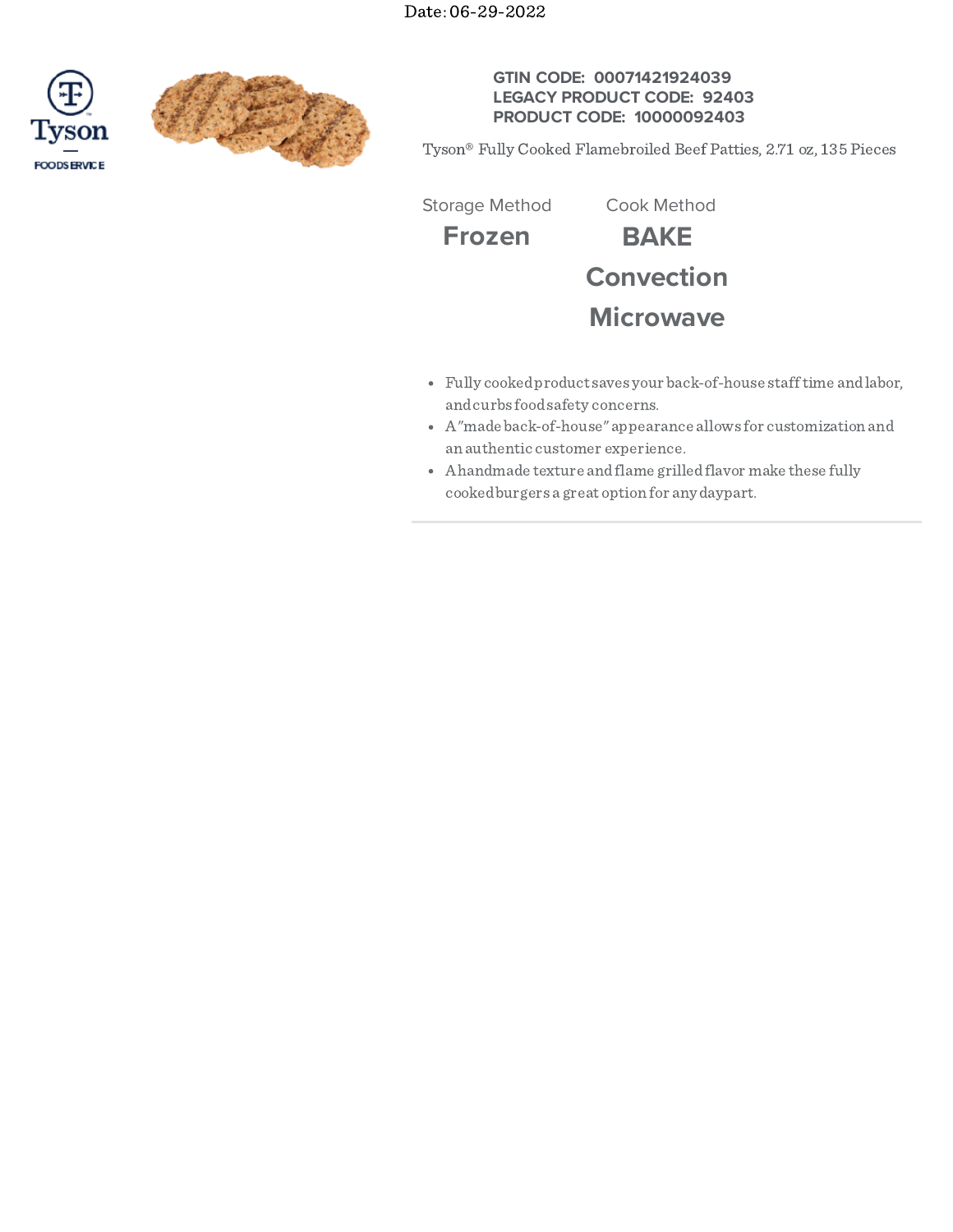Date: 06-29-2022

Tyson FOODSERVICE

**GTIN CODE: 00071421924039**
**LEGACY PRODUCT CODE: 92403**
**PRODUCT CODE: 10000092403**

Tyson® Fully Cooked Flamebroiled Beef Patties, 2.71 oz, 135 Pieces

| Storage Method | Cook Method |
| --- | --- |
| **Frozen** | **BAKE** |
| | **Convection** |
| | **Microwave** |

- Fully cooked product saves your back-of-house staff time and labor, and curbs food safety concerns.
- A "made back-of-house" appearance allows for customization and an authentic customer experience.
- A handmade texture and flame grilled flavor make these fully cooked burgers a great option for any daypart.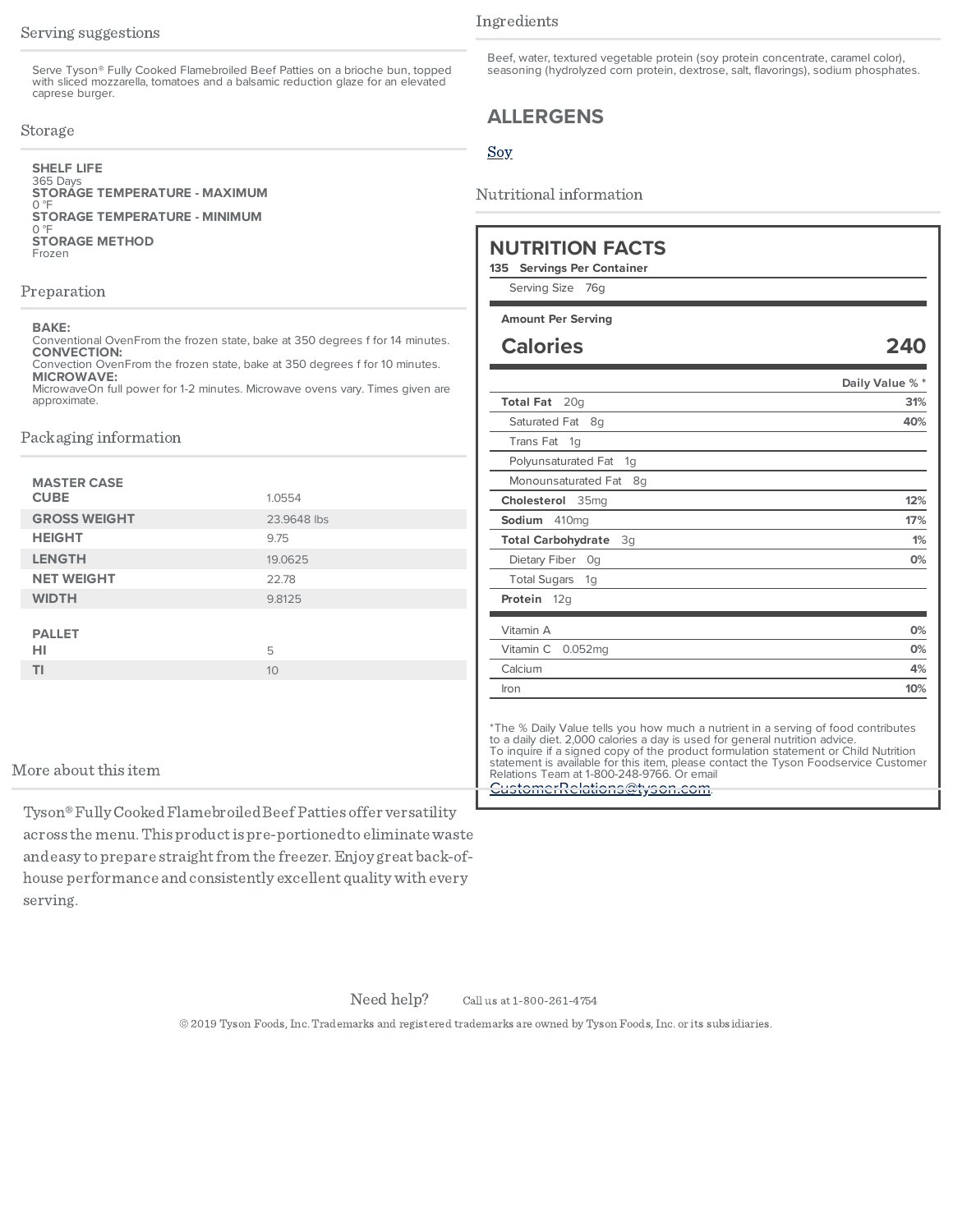## Serving suggestions

Serve Tyson® Fully Cooked Flamebroiled Beef Patties on a brioche bun, topped with sliced mozzarella, tomatoes and a balsamic reduction glaze for an elevated caprese burger.

## Storage

**SHELF LIFE**
365 Days
**STORAGE TEMPERATURE - MAXIMUM**
0 °F
**STORAGE TEMPERATURE - MINIMUM**
0 °F
**STORAGE METHOD**
Frozen

## Preparation

**BAKE:**
Conventional OvenFrom the frozen state, bake at 350 degrees f for 14 minutes.
**CONVECTION:**
Convection OvenFrom the frozen state, bake at 350 degrees f for 10 minutes.
**MICROWAVE:**
MicrowaveOn full power for 1-2 minutes. Microwave ovens vary. Times given are approximate.

## Packaging information

| MASTER CASE | |
|---|---|
| CUBE | 1.0554 |
| GROSS WEIGHT | 23.9648 lbs |
| HEIGHT | 9.75 |
| LENGTH | 19.0625 |
| NET WEIGHT | 22.78 |
| WIDTH | 9.8125 |

| PALLET | |
|---|---|
| HI | 5 |
| TI | 10 |

## More about this item

Tyson® Fully Cooked Flamebroiled Beef Patties offer versatility across the menu. This product is pre-portioned to eliminate waste and easy to prepare straight from the freezer. Enjoy great back-of-house performance and consistently excellent quality with every serving.

## Ingredients

Beef, water, textured vegetable protein (soy protein concentrate, caramel color), seasoning (hydrolyzed corn protein, dextrose, salt, flavorings), sodium phosphates.

## ALLERGENS

Soy

## Nutritional information

**NUTRITION FACTS**
**135 Servings Per Container**
Serving Size 76g

**Amount Per Serving**

**Calories 240**

| | Daily Value % * |
|---|---|
| **Total Fat** 20g | 31% |
| Saturated Fat 8g | 40% |
| Trans Fat 1g | |
| Polyunsaturated Fat 1g | |
| Monounsaturated Fat 8g | |
| **Cholesterol** 35mg | 12% |
| **Sodium** 410mg | 17% |
| **Total Carbohydrate** 3g | 1% |
| Dietary Fiber 0g | 0% |
| Total Sugars 1g | |
| **Protein** 12g | |
| Vitamin A | 0% |
| Vitamin C 0.052mg | 0% |
| Calcium | 4% |
| Iron | 10% |

*The % Daily Value tells you how much a nutrient in a serving of food contributes to a daily diet. 2,000 calories a day is used for general nutrition advice.
To inquire if a signed copy of the product formulation statement or Child Nutrition statement is available for this item, please contact the Tyson Foodservice Customer Relations Team at 1-800-248-9766. Or email CustomerRelations@tyson.com.

Need help? Call us at 1-800-261-4754

© 2019 Tyson Foods, Inc. Trademarks and registered trademarks are owned by Tyson Foods, Inc. or its subsidiaries.